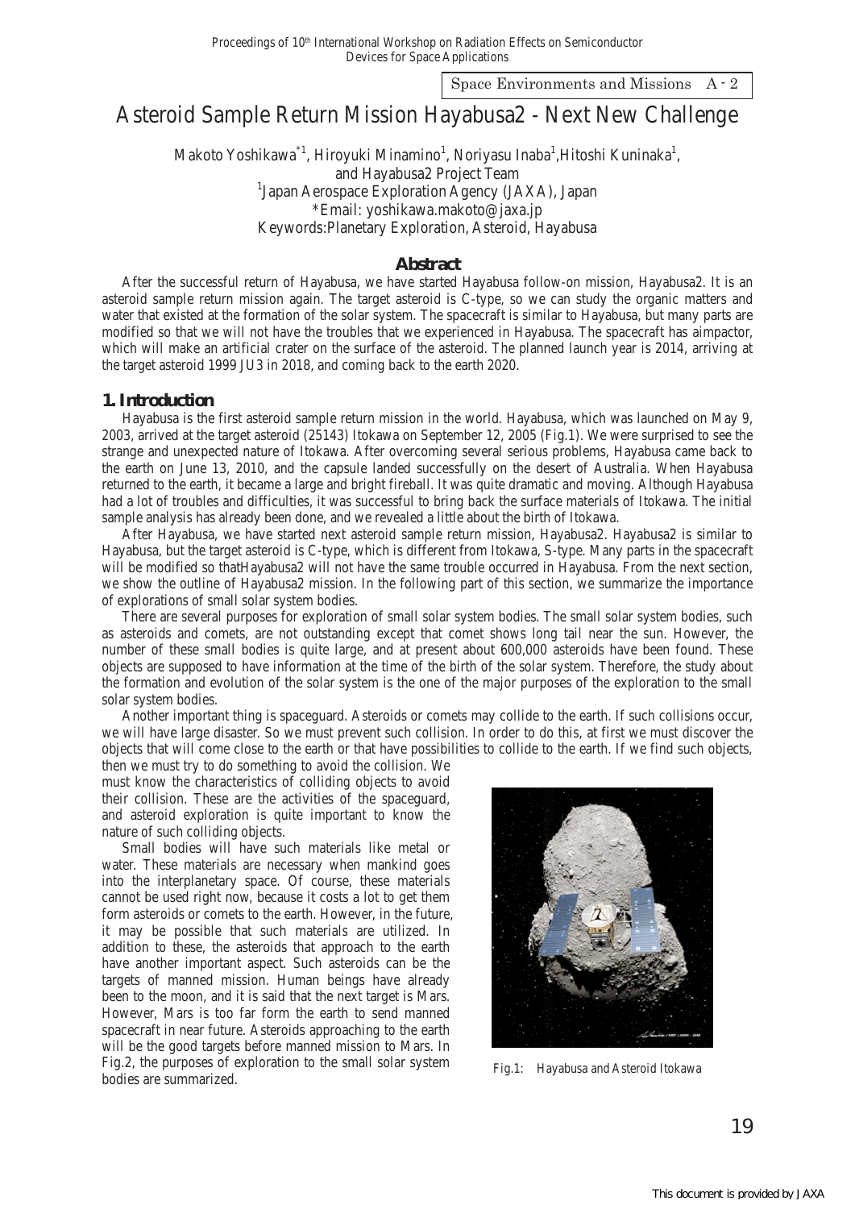Space Environments and Missions A - 2

# Asteroid Sample Return Mission Hayabusa2 - Next New Challenge

Makoto Yoshikawa*[1], Hiroyuki Minamino[1], Noriyasu Inaba[1], Hitoshi Kuninaka[1], and Hayabusa2 Project Team

[1]Japan Aerospace Exploration Agency (JAXA), Japan

*Email: yoshikawa.makoto@jaxa.jp

Keywords: Planetary Exploration, Asteroid, Hayabusa

## Abstract

After the successful return of Hayabusa, we have started Hayabusa follow-on mission, Hayabusa2. It is an asteroid sample return mission again. The target asteroid is C-type, so we can study the organic matters and water that existed at the formation of the solar system. The spacecraft is similar to Hayabusa, but many parts are modified so that we will not have the troubles that we experienced in Hayabusa. The spacecraft has aimpactor, which will make an artificial crater on the surface of the asteroid. The planned launch year is 2014, arriving at the target asteroid 1999 JU3 in 2018, and coming back to the earth 2020.

## 1. Introduction

Hayabusa is the first asteroid sample return mission in the world. Hayabusa, which was launched on May 9, 2003, arrived at the target asteroid (25143) Itokawa on September 12, 2005 (Fig.1). We were surprised to see the strange and unexpected nature of Itokawa. After overcoming several serious problems, Hayabusa came back to the earth on June 13, 2010, and the capsule landed successfully on the desert of Australia. When Hayabusa returned to the earth, it became a large and bright fireball. It was quite dramatic and moving. Although Hayabusa had a lot of troubles and difficulties, it was successful to bring back the surface materials of Itokawa. The initial sample analysis has already been done, and we revealed a little about the birth of Itokawa.

After Hayabusa, we have started next asteroid sample return mission, Hayabusa2. Hayabusa2 is similar to Hayabusa, but the target asteroid is C-type, which is different from Itokawa, S-type. Many parts in the spacecraft will be modified so thatHayabusa2 will not have the same trouble occurred in Hayabusa. From the next section, we show the outline of Hayabusa2 mission. In the following part of this section, we summarize the importance of explorations of small solar system bodies.

There are several purposes for exploration of small solar system bodies. The small solar system bodies, such as asteroids and comets, are not outstanding except that comet shows long tail near the sun. However, the number of these small bodies is quite large, and at present about 600,000 asteroids have been found. These objects are supposed to have information at the time of the birth of the solar system. Therefore, the study about the formation and evolution of the solar system is the one of the major purposes of the exploration to the small solar system bodies.

Another important thing is spaceguard. Asteroids or comets may collide to the earth. If such collisions occur, we will have large disaster. So we must prevent such collision. In order to do this, at first we must discover the objects that will come close to the earth or that have possibilities to collide to the earth. If we find such objects, then we must try to do something to avoid the collision. We must know the characteristics of colliding objects to avoid their collision. These are the activities of the spaceguard, and asteroid exploration is quite important to know the nature of such colliding objects.

Small bodies will have such materials like metal or water. These materials are necessary when mankind goes into the interplanetary space. Of course, these materials cannot be used right now, because it costs a lot to get them form asteroids or comets to the earth. However, in the future, it may be possible that such materials are utilized. In addition to these, the asteroids that approach to the earth have another important aspect. Such asteroids can be the targets of manned mission. Human beings have already been to the moon, and it is said that the next target is Mars. However, Mars is too far form the earth to send manned spacecraft in near future. Asteroids approaching to the earth will be the good targets before manned mission to Mars. In Fig.2, the purposes of exploration to the small solar system bodies are summarized.

Fig.1: Hayabusa and Asteroid Itokawa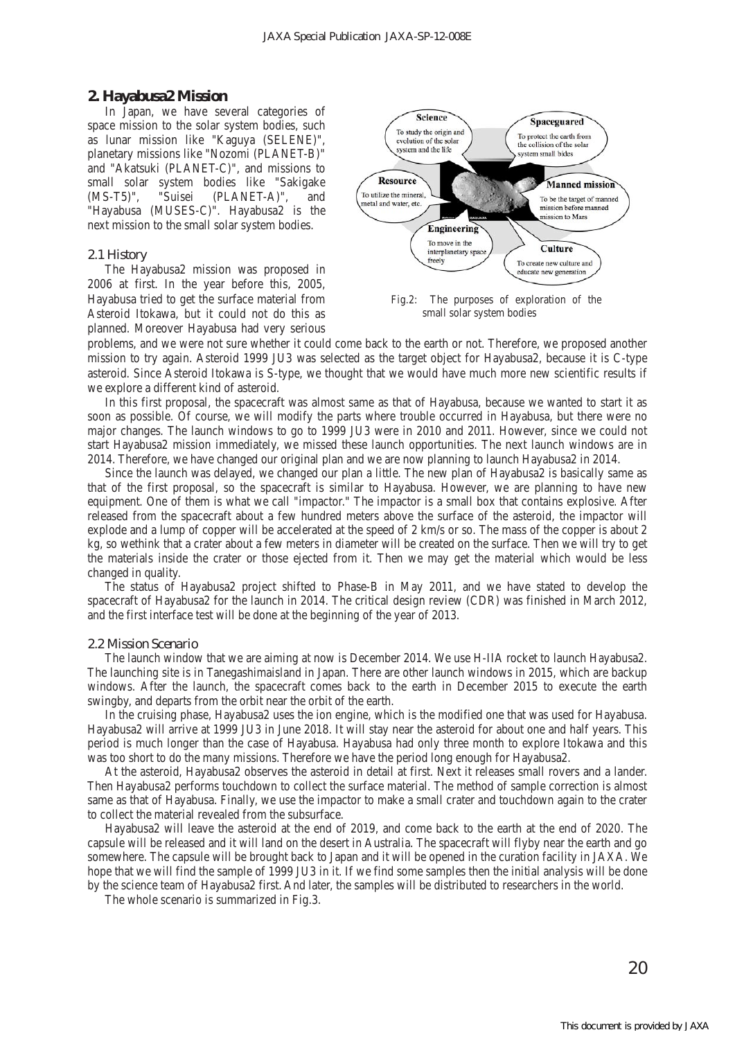## 2. Hayabusa2 Mission

In Japan, we have several categories of space mission to the solar system bodies, such as lunar mission like "Kaguya (SELENE)", planetary missions like "Nozomi (PLANET-B)" and "Akatsuki (PLANET-C)", and missions to small solar system bodies like "Sakigake (MS-T5)", "Suisei (PLANET-A)", and "Hayabusa (MUSES-C)". Hayabusa2 is the next mission to the small solar system bodies.

Fig.2: The purposes of exploration of the small solar system bodies

### 2.1 History

The Hayabusa2 mission was proposed in 2006 at first. In the year before this, 2005, Hayabusa tried to get the surface material from Asteroid Itokawa, but it could not do this as planned. Moreover Hayabusa had very serious problems, and we were not sure whether it could come back to the earth or not. Therefore, we proposed another mission to try again. Asteroid 1999 JU3 was selected as the target object for Hayabusa2, because it is C-type asteroid. Since Asteroid Itokawa is S-type, we thought that we would have much more new scientific results if we explore a different kind of asteroid.

In this first proposal, the spacecraft was almost same as that of Hayabusa, because we wanted to start it as soon as possible. Of course, we will modify the parts where trouble occurred in Hayabusa, but there were no major changes. The launch windows to go to 1999 JU3 were in 2010 and 2011. However, since we could not start Hayabusa2 mission immediately, we missed these launch opportunities. The next launch windows are in 2014. Therefore, we have changed our original plan and we are now planning to launch Hayabusa2 in 2014.

Since the launch was delayed, we changed our plan a little. The new plan of Hayabusa2 is basically same as that of the first proposal, so the spacecraft is similar to Hayabusa. However, we are planning to have new equipment. One of them is what we call "impactor." The impactor is a small box that contains explosive. After released from the spacecraft about a few hundred meters above the surface of the asteroid, the impactor will explode and a lump of copper will be accelerated at the speed of 2 km/s or so. The mass of the copper is about 2 kg, so wethink that a crater about a few meters in diameter will be created on the surface. Then we will try to get the materials inside the crater or those ejected from it. Then we may get the material which would be less changed in quality.

The status of Hayabusa2 project shifted to Phase-B in May 2011, and we have stated to develop the spacecraft of Hayabusa2 for the launch in 2014. The critical design review (CDR) was finished in March 2012, and the first interface test will be done at the beginning of the year of 2013.

### 2.2 Mission Scenario

The launch window that we are aiming at now is December 2014. We use H-IIA rocket to launch Hayabusa2. The launching site is in Tanegashimaisland in Japan. There are other launch windows in 2015, which are backup windows. After the launch, the spacecraft comes back to the earth in December 2015 to execute the earth swingby, and departs from the orbit near the orbit of the earth.

In the cruising phase, Hayabusa2 uses the ion engine, which is the modified one that was used for Hayabusa. Hayabusa2 will arrive at 1999 JU3 in June 2018. It will stay near the asteroid for about one and half years. This period is much longer than the case of Hayabusa. Hayabusa had only three month to explore Itokawa and this was too short to do the many missions. Therefore we have the period long enough for Hayabusa2.

At the asteroid, Hayabusa2 observes the asteroid in detail at first. Next it releases small rovers and a lander. Then Hayabusa2 performs touchdown to collect the surface material. The method of sample correction is almost same as that of Hayabusa. Finally, we use the impactor to make a small crater and touchdown again to the crater to collect the material revealed from the subsurface.

Hayabusa2 will leave the asteroid at the end of 2019, and come back to the earth at the end of 2020. The capsule will be released and it will land on the desert in Australia. The spacecraft will flyby near the earth and go somewhere. The capsule will be brought back to Japan and it will be opened in the curation facility in JAXA. We hope that we will find the sample of 1999 JU3 in it. If we find some samples then the initial analysis will be done by the science team of Hayabusa2 first. And later, the samples will be distributed to researchers in the world.

The whole scenario is summarized in Fig.3.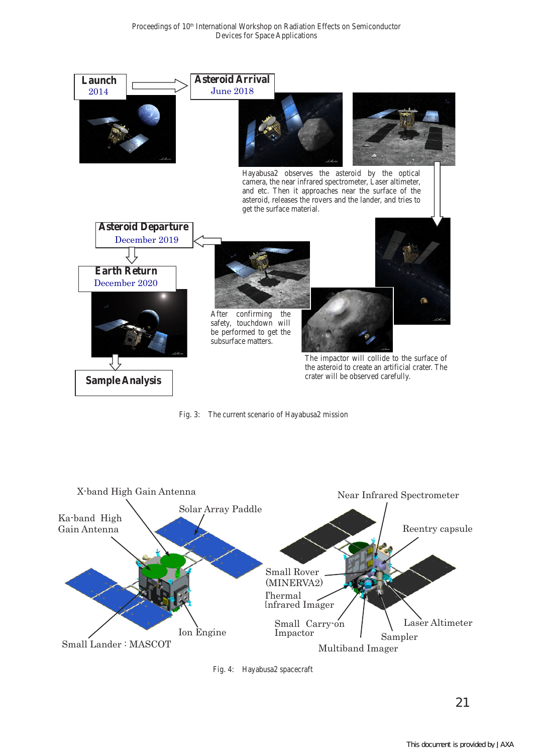**Launch**
2014

**Asteroid Arrival**
June 2018

Hayabusa2 observes the asteroid by the optical camera, the near infrared spectrometer, Laser altimeter, and etc. Then it approaches near the surface of the asteroid, releases the rovers and the lander, and tries to get the surface material.

**Asteroid Departure**
December 2019

**Earth Return**
December 2020

After confirming the safety, touchdown will be performed to get the subsurface matters.

The impactor will collide to the surface of the asteroid to create an artificial crater. The crater will be observed carefully.

**Sample Analysis**

Fig. 3: The current scenario of Hayabusa2 mission

X-band High Gain Antenna

Ka-band High Gain Antenna

Solar Array Paddle

Near Infrared Spectrometer

Reentry capsule

Small Rover (MINERVA2)

Thermal Infrared Imager

Small Carry-on Impactor

Laser Altimeter

Sampler

Multiband Imager

Ion Engine

Small Lander : MASCOT

Fig. 4: Hayabusa2 spacecraft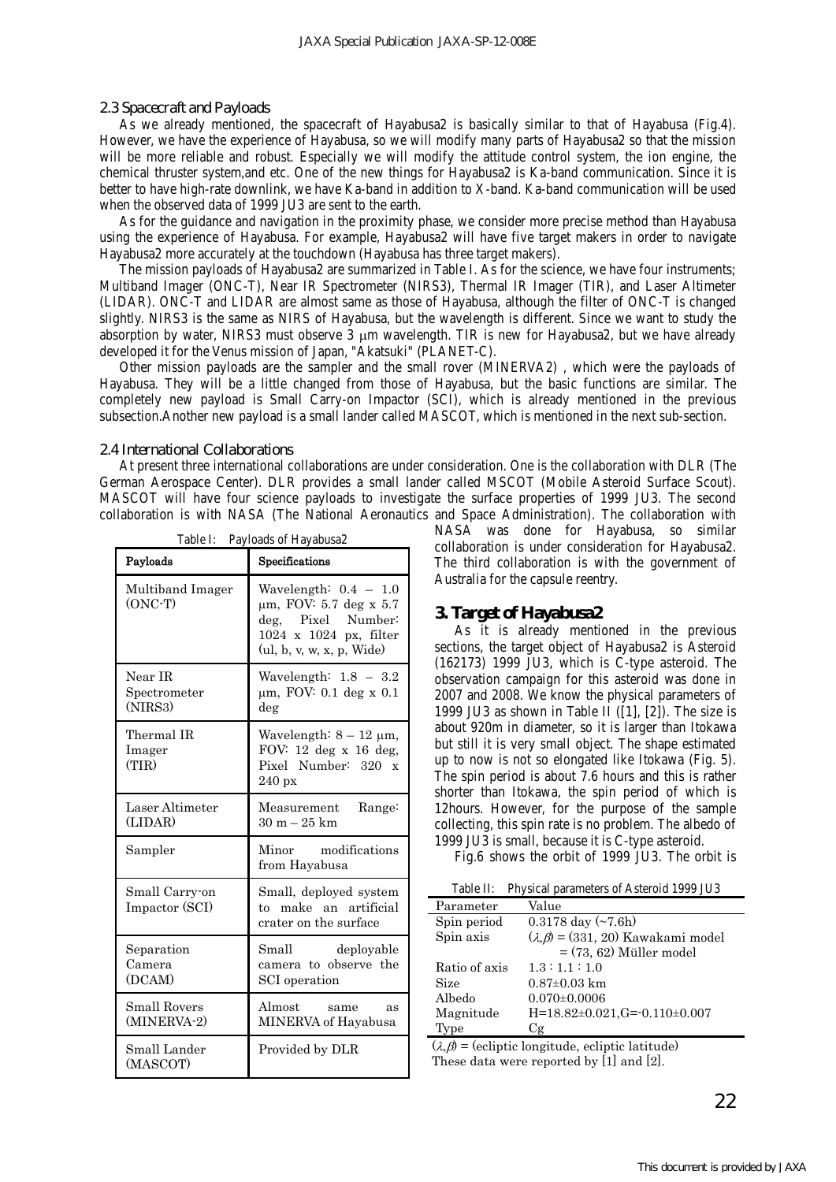### 2.3 Spacecraft and Payloads

As we already mentioned, the spacecraft of Hayabusa2 is basically similar to that of Hayabusa (Fig.4). However, we have the experience of Hayabusa, so we will modify many parts of Hayabusa2 so that the mission will be more reliable and robust. Especially we will modify the attitude control system, the ion engine, the chemical thruster system,and etc. One of the new things for Hayabusa2 is Ka-band communication. Since it is better to have high-rate downlink, we have Ka-band in addition to X-band. Ka-band communication will be used when the observed data of 1999 JU3 are sent to the earth.

As for the guidance and navigation in the proximity phase, we consider more precise method than Hayabusa using the experience of Hayabusa. For example, Hayabusa2 will have five target makers in order to navigate Hayabusa2 more accurately at the touchdown (Hayabusa has three target makers).

The mission payloads of Hayabusa2 are summarized in Table I. As for the science, we have four instruments; Multiband Imager (ONC-T), Near IR Spectrometer (NIRS3), Thermal IR Imager (TIR), and Laser Altimeter (LIDAR). ONC-T and LIDAR are almost same as those of Hayabusa, although the filter of ONC-T is changed slightly. NIRS3 is the same as NIRS of Hayabusa, but the wavelength is different. Since we want to study the absorption by water, NIRS3 must observe 3 μm wavelength. TIR is new for Hayabusa2, but we have already developed it for the Venus mission of Japan, "Akatsuki" (PLANET-C).

Other mission payloads are the sampler and the small rover (MINERVA2) , which were the payloads of Hayabusa. They will be a little changed from those of Hayabusa, but the basic functions are similar. The completely new payload is Small Carry-on Impactor (SCI), which is already mentioned in the previous subsection.Another new payload is a small lander called MASCOT, which is mentioned in the next sub-section.

### 2.4 International Collaborations

At present three international collaborations are under consideration. One is the collaboration with DLR (The German Aerospace Center). DLR provides a small lander called MSCOT (Mobile Asteroid Surface Scout). MASCOT will have four science payloads to investigate the surface properties of 1999 JU3. The second collaboration is with NASA (The National Aeronautics and Space Administration). The collaboration with NASA was done for Hayabusa, so similar collaboration is under consideration for Hayabusa2. The third collaboration is with the government of Australia for the capsule reentry.

Table I: Payloads of Hayabusa2

| Payloads | Specifications |
| --- | --- |
| Multiband Imager (ONC-T) | Wavelength: 0.4 – 1.0 μm, FOV: 5.7 deg x 5.7 deg, Pixel Number: 1024 x 1024 px, filter (ul, b, v, w, x, p, Wide) |
| Near IR Spectrometer (NIRS3) | Wavelength: 1.8 – 3.2 μm, FOV: 0.1 deg x 0.1 deg |
| Thermal IR Imager (TIR) | Wavelength: 8 – 12 μm, FOV: 12 deg x 16 deg, Pixel Number: 320 x 240 px |
| Laser Altimeter (LIDAR) | Measurement Range: 30 m – 25 km |
| Sampler | Minor modifications from Hayabusa |
| Small Carry-on Impactor (SCI) | Small, deployed system to make an artificial crater on the surface |
| Separation Camera (DCAM) | Small deployable camera to observe the SCI operation |
| Small Rovers (MINERVA-2) | Almost same as MINERVA of Hayabusa |
| Small Lander (MASCOT) | Provided by DLR |

## 3. Target of Hayabusa2

As it is already mentioned in the previous sections, the target object of Hayabusa2 is Asteroid (162173) 1999 JU3, which is C-type asteroid. The observation campaign for this asteroid was done in 2007 and 2008. We know the physical parameters of 1999 JU3 as shown in Table II ([1], [2]). The size is about 920m in diameter, so it is larger than Itokawa but still it is very small object. The shape estimated up to now is not so elongated like Itokawa (Fig. 5). The spin period is about 7.6 hours and this is rather shorter than Itokawa, the spin period of which is 12hours. However, for the purpose of the sample collecting, this spin rate is no problem. The albedo of 1999 JU3 is small, because it is C-type asteroid.

Fig.6 shows the orbit of 1999 JU3. The orbit is

Table II: Physical parameters of Asteroid 1999 JU3

| Parameter | Value |
| --- | --- |
| Spin period | 0.3178 day (~7.6h) |
| Spin axis | $(\lambda,\beta)$ = (331, 20) Kawakami model |
| | = (73, 62) Müller model |
| Ratio of axis | 1.3 : 1.1 : 1.0 |
| Size | 0.87±0.03 km |
| Albedo | 0.070±0.0006 |
| Magnitude | H=18.82±0.021,G=-0.110±0.007 |
| Type | Cg |

$(\lambda,\beta)$ = (ecliptic longitude, ecliptic latitude)
These data were reported by [1] and [2].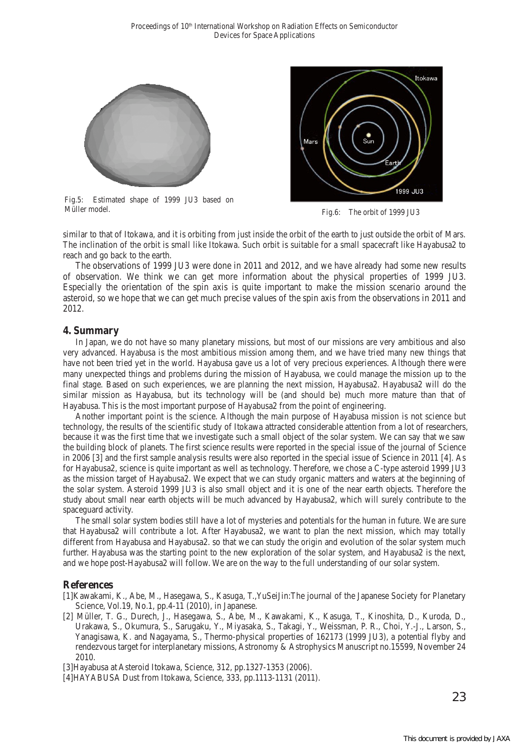Fig.5: Estimated shape of 1999 JU3 based on Müller model.

Itokawa

Mars

Sun

Earth

1999 JU3

Fig.6: The orbit of 1999 JU3

similar to that of Itokawa, and it is orbiting from just inside the orbit of the earth to just outside the orbit of Mars. The inclination of the orbit is small like Itokawa. Such orbit is suitable for a small spacecraft like Hayabusa2 to reach and go back to the earth.

The observations of 1999 JU3 were done in 2011 and 2012, and we have already had some new results of observation. We think we can get more information about the physical properties of 1999 JU3. Especially the orientation of the spin axis is quite important to make the mission scenario around the asteroid, so we hope that we can get much precise values of the spin axis from the observations in 2011 and 2012.

## 4. Summary

In Japan, we do not have so many planetary missions, but most of our missions are very ambitious and also very advanced. Hayabusa is the most ambitious mission among them, and we have tried many new things that have not been tried yet in the world. Hayabusa gave us a lot of very precious experiences. Although there were many unexpected things and problems during the mission of Hayabusa, we could manage the mission up to the final stage. Based on such experiences, we are planning the next mission, Hayabusa2. Hayabusa2 will do the similar mission as Hayabusa, but its technology will be (and should be) much more mature than that of Hayabusa. This is the most important purpose of Hayabusa2 from the point of engineering.

Another important point is the science. Although the main purpose of Hayabusa mission is not science but technology, the results of the scientific study of Itokawa attracted considerable attention from a lot of researchers, because it was the first time that we investigate such a small object of the solar system. We can say that we saw the building block of planets. The first science results were reported in the special issue of the journal of Science in 2006 [3] and the first sample analysis results were also reported in the special issue of Science in 2011 [4]. As for Hayabusa2, science is quite important as well as technology. Therefore, we chose a C-type asteroid 1999 JU3 as the mission target of Hayabusa2. We expect that we can study organic matters and waters at the beginning of the solar system. Asteroid 1999 JU3 is also small object and it is one of the near earth objects. Therefore the study about small near earth objects will be much advanced by Hayabusa2, which will surely contribute to the spaceguard activity.

The small solar system bodies still have a lot of mysteries and potentials for the human in future. We are sure that Hayabusa2 will contribute a lot. After Hayabusa2, we want to plan the next mission, which may totally different from Hayabusa and Hayabusa2. so that we can study the origin and evolution of the solar system much further. Hayabusa was the starting point to the new exploration of the solar system, and Hayabusa2 is the next, and we hope post-Hayabusa2 will follow. We are on the way to the full understanding of our solar system.

## References

[1]Kawakami, K., Abe, M., Hasegawa, S., Kasuga, T.,YuSeiJin:The journal of the Japanese Society for Planetary Science, Vol.19, No.1, pp.4-11 (2010), in Japanese.

[2] Müller, T. G., Durech, J., Hasegawa, S., Abe, M., Kawakami, K., Kasuga, T., Kinoshita, D., Kuroda, D., Urakawa, S., Okumura, S., Sarugaku, Y., Miyasaka, S., Takagi, Y., Weissman, P. R., Choi, Y.-J., Larson, S., Yanagisawa, K. and Nagayama, S., Thermo-physical properties of 162173 (1999 JU3), a potential flyby and rendezvous target for interplanetary missions, Astronomy & Astrophysics Manuscript no.15599, November 24 2010.

[3]Hayabusa at Asteroid Itokawa, Science, 312, pp.1327-1353 (2006).

[4]HAYABUSA Dust from Itokawa, Science, 333, pp.1113-1131 (2011).